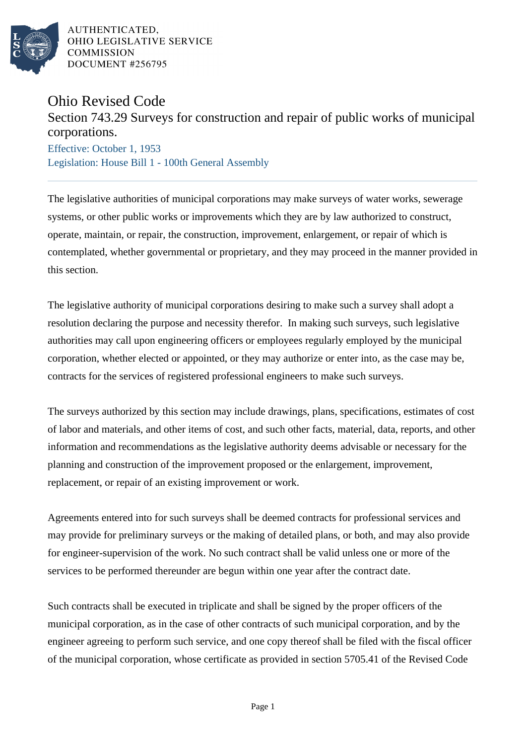# Ohio Revised Code

## Section 743.29 Surveys for construction and repair of public works of municipal corporations.

Effective: October 1, 1953

Legislation: House Bill 1 - 100th General Assembly

The legislative authorities of municipal corporations may make surveys of water works, sewerage systems, or other public works or improvements which they are by law authorized to construct, operate, maintain, or repair, the construction, improvement, enlargement, or repair of which is contemplated, whether governmental or proprietary, and they may proceed in the manner provided in this section.

The legislative authority of municipal corporations desiring to make such a survey shall adopt a resolution declaring the purpose and necessity therefor. In making such surveys, such legislative authorities may call upon engineering officers or employees regularly employed by the municipal corporation, whether elected or appointed, or they may authorize or enter into, as the case may be, contracts for the services of registered professional engineers to make such surveys.

The surveys authorized by this section may include drawings, plans, specifications, estimates of cost of labor and materials, and other items of cost, and such other facts, material, data, reports, and other information and recommendations as the legislative authority deems advisable or necessary for the planning and construction of the improvement proposed or the enlargement, improvement, replacement, or repair of an existing improvement or work.

Agreements entered into for such surveys shall be deemed contracts for professional services and may provide for preliminary surveys or the making of detailed plans, or both, and may also provide for engineer-supervision of the work. No such contract shall be valid unless one or more of the services to be performed thereunder are begun within one year after the contract date.

Such contracts shall be executed in triplicate and shall be signed by the proper officers of the municipal corporation, as in the case of other contracts of such municipal corporation, and by the engineer agreeing to perform such service, and one copy thereof shall be filed with the fiscal officer of the municipal corporation, whose certificate as provided in section 5705.41 of the Revised Code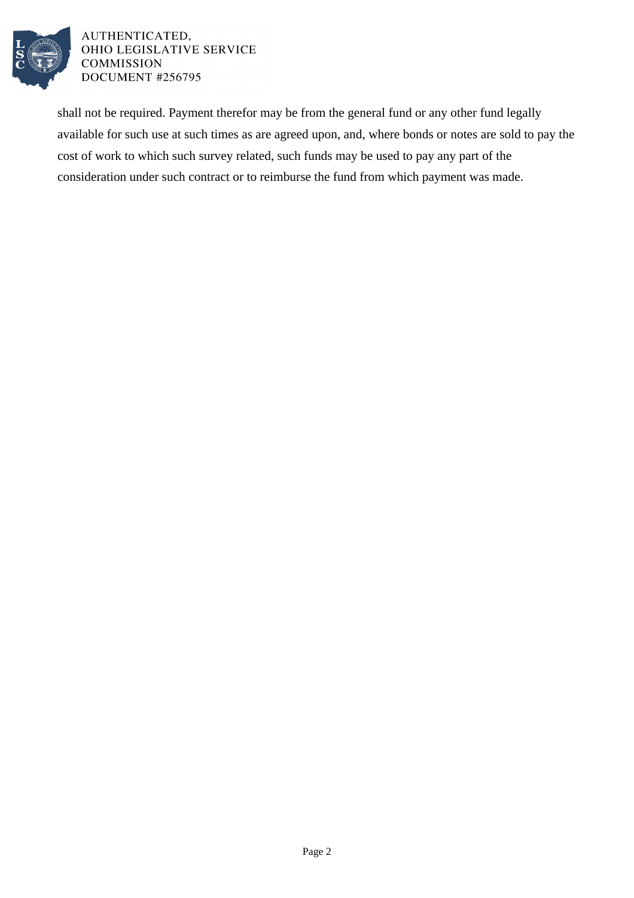shall not be required. Payment therefor may be from the general fund or any other fund legally available for such use at such times as are agreed upon, and, where bonds or notes are sold to pay the cost of work to which such survey related, such funds may be used to pay any part of the consideration under such contract or to reimburse the fund from which payment was made.